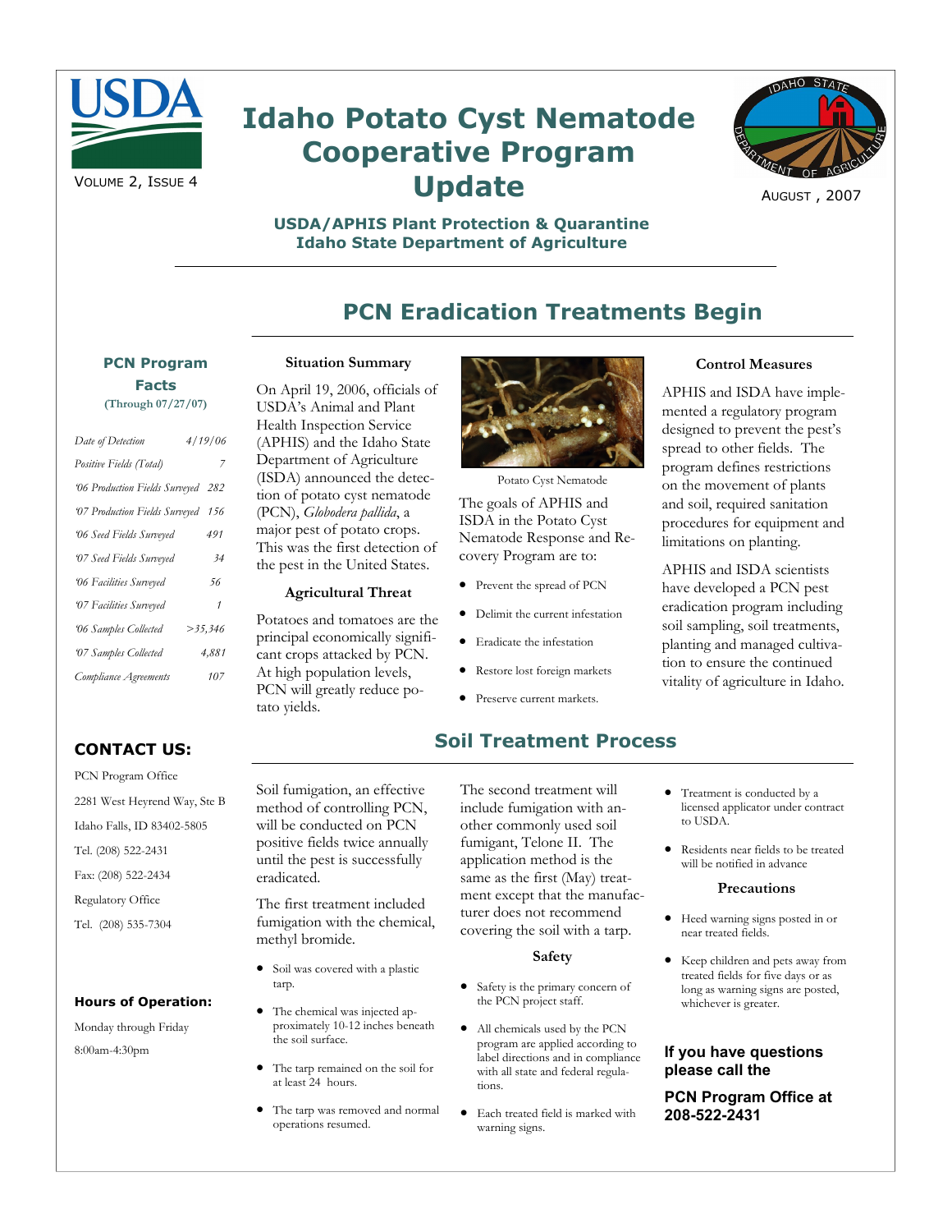# Idaho Potato Cyst Nematode Cooperative Program Update

VOLUME 2, ISSUE 4

AUGUST , 2007

**USDA/APHIS Plant Protection & Quarantine**
**Idaho State Department of Agriculture**

## PCN Eradication Treatments Begin

### PCN Program Facts

(Through 07/27/07)

| | |
|---|---|
| *Date of Detection* | *4/19/06* |
| *Positive Fields (Total)* | *7* |
| *'06 Production Fields Surveyed* | *282* |
| *'07 Production Fields Surveyed* | *156* |
| *'06 Seed Fields Surveyed* | *491* |
| *'07 Seed Fields Surveyed* | *34* |
| *'06 Facilities Surveyed* | *56* |
| *'07 Facilities Surveyed* | *1* |
| *'06 Samples Collected* | *>35,346* |
| *'07 Samples Collected* | *4,881* |
| *Compliance Agreements* | *107* |

### Situation Summary

On April 19, 2006, officials of USDA's Animal and Plant Health Inspection Service (APHIS) and the Idaho State Department of Agriculture (ISDA) announced the detection of potato cyst nematode (PCN), *Globodera pallida*, a major pest of potato crops. This was the first detection of the pest in the United States.

### Agricultural Threat

Potatoes and tomatoes are the principal economically significant crops attacked by PCN. At high population levels, PCN will greatly reduce potato yields.

Potato Cyst Nematode

The goals of APHIS and ISDA in the Potato Cyst Nematode Response and Recovery Program are to:

- Prevent the spread of PCN
- Delimit the current infestation
- Eradicate the infestation
- Restore lost foreign markets
- Preserve current markets.

### Control Measures

APHIS and ISDA have implemented a regulatory program designed to prevent the pest's spread to other fields. The program defines restrictions on the movement of plants and soil, required sanitation procedures for equipment and limitations on planting.

APHIS and ISDA scientists have developed a PCN pest eradication program including soil sampling, soil treatments, planting and managed cultivation to ensure the continued vitality of agriculture in Idaho.

### CONTACT US:

PCN Program Office
2281 West Heyrend Way, Ste B
Idaho Falls, ID 83402-5805
Tel. (208) 522-2431
Fax: (208) 522-2434
Regulatory Office
Tel. (208) 535-7304

### Hours of Operation:

Monday through Friday
8:00am-4:30pm

## Soil Treatment Process

Soil fumigation, an effective method of controlling PCN, will be conducted on PCN positive fields twice annually until the pest is successfully eradicated.

The first treatment included fumigation with the chemical, methyl bromide.

- Soil was covered with a plastic tarp.
- The chemical was injected approximately 10-12 inches beneath the soil surface.
- The tarp remained on the soil for at least 24 hours.
- The tarp was removed and normal operations resumed.

The second treatment will include fumigation with another commonly used soil fumigant, Telone II. The application method is the same as the first (May) treatment except that the manufacturer does not recommend covering the soil with a tarp.

### Safety

- Safety is the primary concern of the PCN project staff.
- All chemicals used by the PCN program are applied according to label directions and in compliance with all state and federal regulations.
- Each treated field is marked with warning signs.
- Treatment is conducted by a licensed applicator under contract to USDA.
- Residents near fields to be treated will be notified in advance

### Precautions

- Heed warning signs posted in or near treated fields.
- Keep children and pets away from treated fields for five days or as long as warning signs are posted, whichever is greater.

**If you have questions please call the**

**PCN Program Office at 208-522-2431**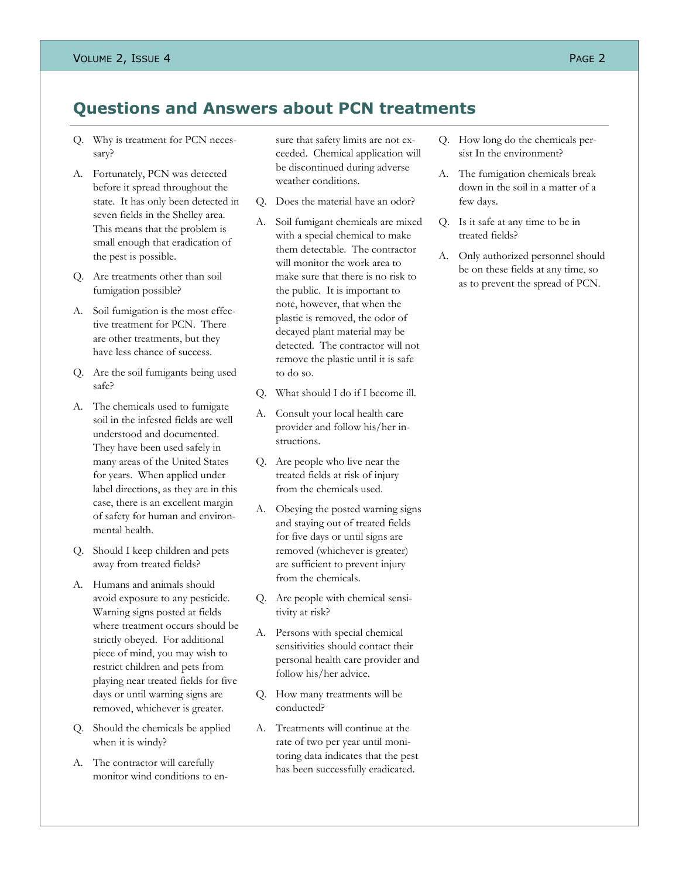## Questions and Answers about PCN treatments

Q. Why is treatment for PCN necessary?

A. Fortunately, PCN was detected before it spread throughout the state. It has only been detected in seven fields in the Shelley area. This means that the problem is small enough that eradication of the pest is possible.

Q. Are treatments other than soil fumigation possible?

A. Soil fumigation is the most effective treatment for PCN. There are other treatments, but they have less chance of success.

Q. Are the soil fumigants being used safe?

A. The chemicals used to fumigate soil in the infested fields are well understood and documented. They have been used safely in many areas of the United States for years. When applied under label directions, as they are in this case, there is an excellent margin of safety for human and environmental health.

Q. Should I keep children and pets away from treated fields?

A. Humans and animals should avoid exposure to any pesticide. Warning signs posted at fields where treatment occurs should be strictly obeyed. For additional piece of mind, you may wish to restrict children and pets from playing near treated fields for five days or until warning signs are removed, whichever is greater.

Q. Should the chemicals be applied when it is windy?

A. The contractor will carefully monitor wind conditions to ensure that safety limits are not exceeded. Chemical application will be discontinued during adverse weather conditions.

Q. Does the material have an odor?

A. Soil fumigant chemicals are mixed with a special chemical to make them detectable. The contractor will monitor the work area to make sure that there is no risk to the public. It is important to note, however, that when the plastic is removed, the odor of decayed plant material may be detected. The contractor will not remove the plastic until it is safe to do so.

Q. What should I do if I become ill.

A. Consult your local health care provider and follow his/her instructions.

Q. Are people who live near the treated fields at risk of injury from the chemicals used.

A. Obeying the posted warning signs and staying out of treated fields for five days or until signs are removed (whichever is greater) are sufficient to prevent injury from the chemicals.

Q. Are people with chemical sensitivity at risk?

A. Persons with special chemical sensitivities should contact their personal health care provider and follow his/her advice.

Q. How many treatments will be conducted?

A. Treatments will continue at the rate of two per year until monitoring data indicates that the pest has been successfully eradicated.

Q. How long do the chemicals persist In the environment?

A. The fumigation chemicals break down in the soil in a matter of a few days.

Q. Is it safe at any time to be in treated fields?

A. Only authorized personnel should be on these fields at any time, so as to prevent the spread of PCN.